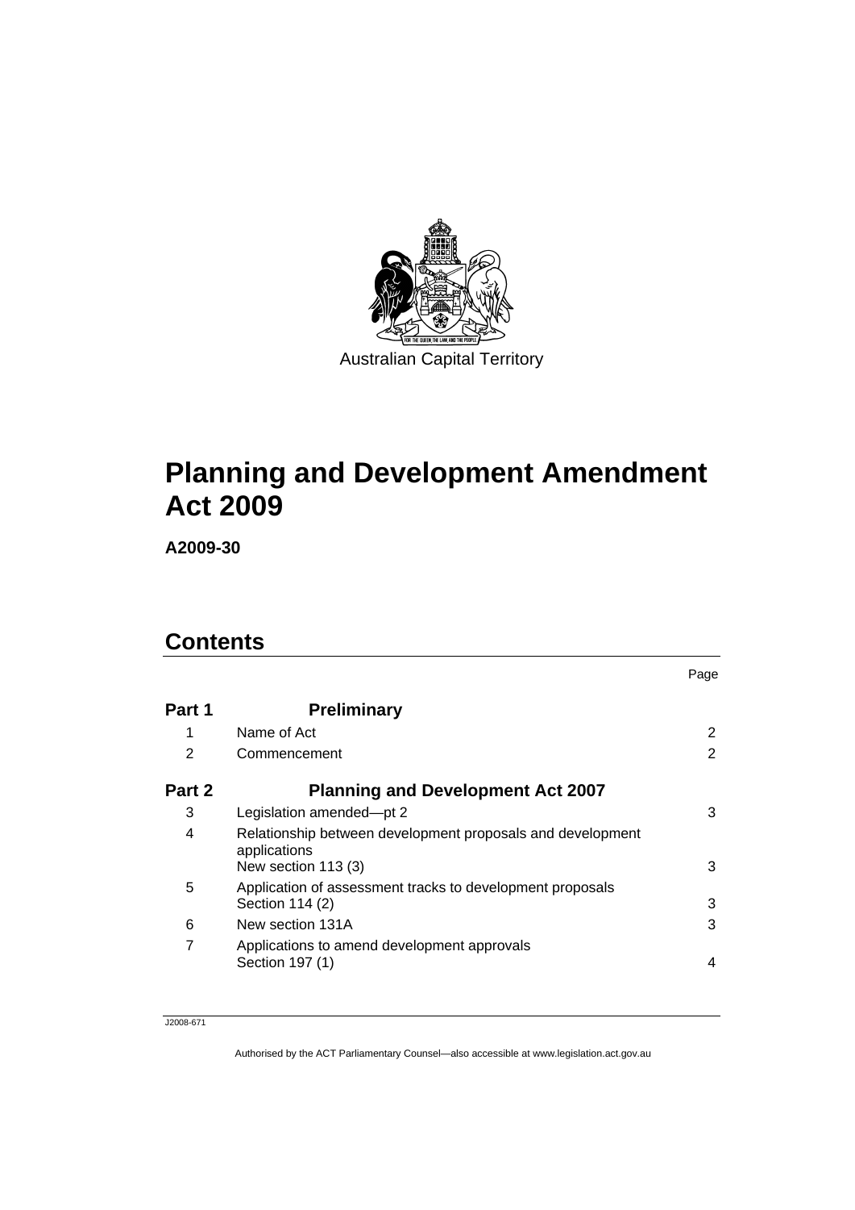Australian Capital Territory

# Planning and Development Amendment Act 2009

**A2009-30**

## Contents

| | | Page |
|---|---|---|
| **Part 1** | **Preliminary** | |
| 1 | Name of Act | 2 |
| 2 | Commencement | 2 |
| **Part 2** | **Planning and Development Act 2007** | |
| 3 | Legislation amended—pt 2 | 3 |
| 4 | Relationship between development proposals and development applications<br>New section 113 (3) | 3 |
| 5 | Application of assessment tracks to development proposals<br>Section 114 (2) | 3 |
| 6 | New section 131A | 3 |
| 7 | Applications to amend development approvals<br>Section 197 (1) | 4 |

J2008-671

Authorised by the ACT Parliamentary Counsel—also accessible at www.legislation.act.gov.au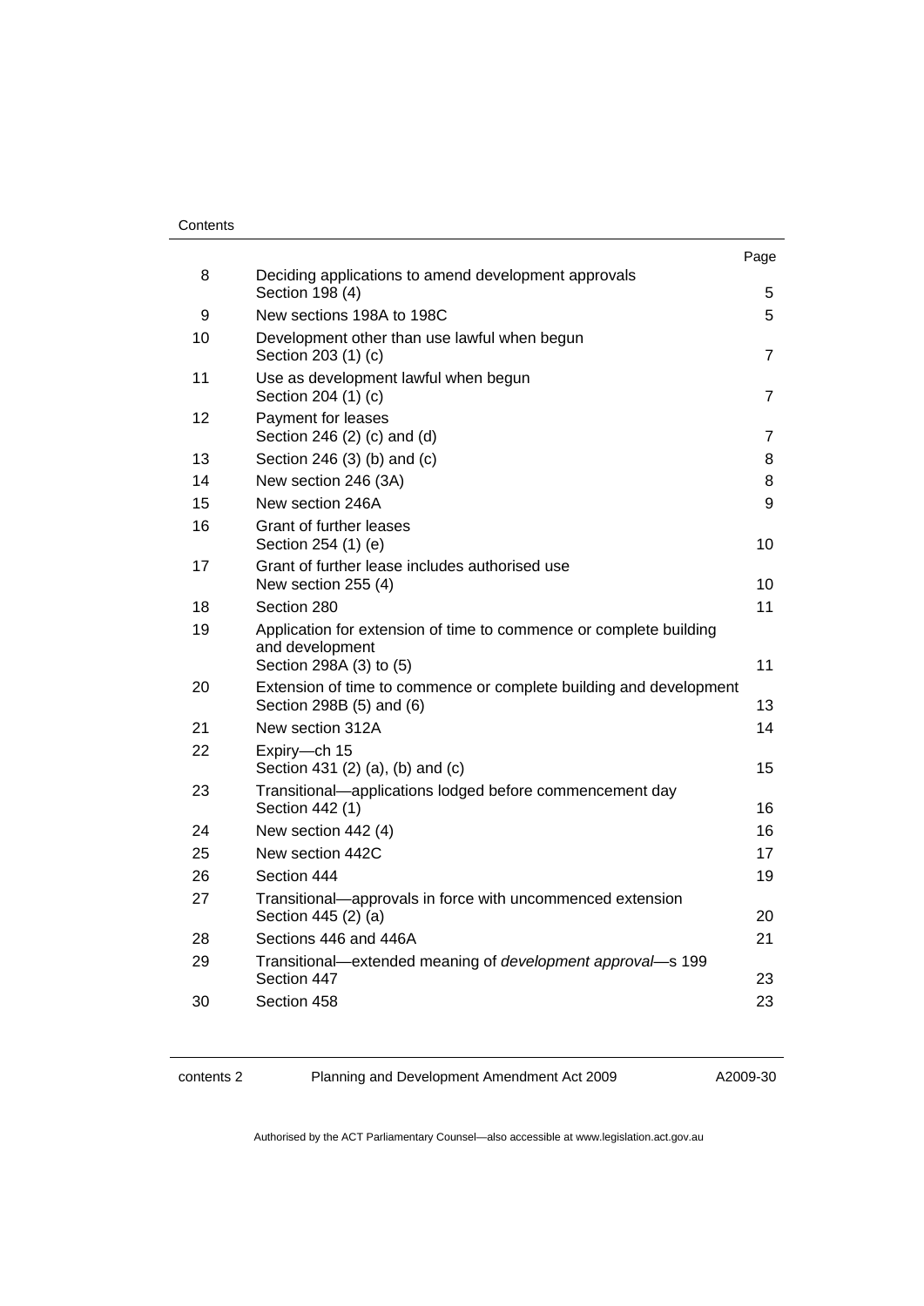| | | Page |
|---|---|---|
| 8 | Deciding applications to amend development approvals<br>Section 198 (4) | 5 |
| 9 | New sections 198A to 198C | 5 |
| 10 | Development other than use lawful when begun<br>Section 203 (1) (c) | 7 |
| 11 | Use as development lawful when begun<br>Section 204 (1) (c) | 7 |
| 12 | Payment for leases<br>Section 246 (2) (c) and (d) | 7 |
| 13 | Section 246 (3) (b) and (c) | 8 |
| 14 | New section 246 (3A) | 8 |
| 15 | New section 246A | 9 |
| 16 | Grant of further leases<br>Section 254 (1) (e) | 10 |
| 17 | Grant of further lease includes authorised use<br>New section 255 (4) | 10 |
| 18 | Section 280 | 11 |
| 19 | Application for extension of time to commence or complete building and development<br>Section 298A (3) to (5) | 11 |
| 20 | Extension of time to commence or complete building and development<br>Section 298B (5) and (6) | 13 |
| 21 | New section 312A | 14 |
| 22 | Expiry—ch 15<br>Section 431 (2) (a), (b) and (c) | 15 |
| 23 | Transitional—applications lodged before commencement day<br>Section 442 (1) | 16 |
| 24 | New section 442 (4) | 16 |
| 25 | New section 442C | 17 |
| 26 | Section 444 | 19 |
| 27 | Transitional—approvals in force with uncommenced extension<br>Section 445 (2) (a) | 20 |
| 28 | Sections 446 and 446A | 21 |
| 29 | Transitional—extended meaning of *development approval*—s 199<br>Section 447 | 23 |
| 30 | Section 458 | 23 |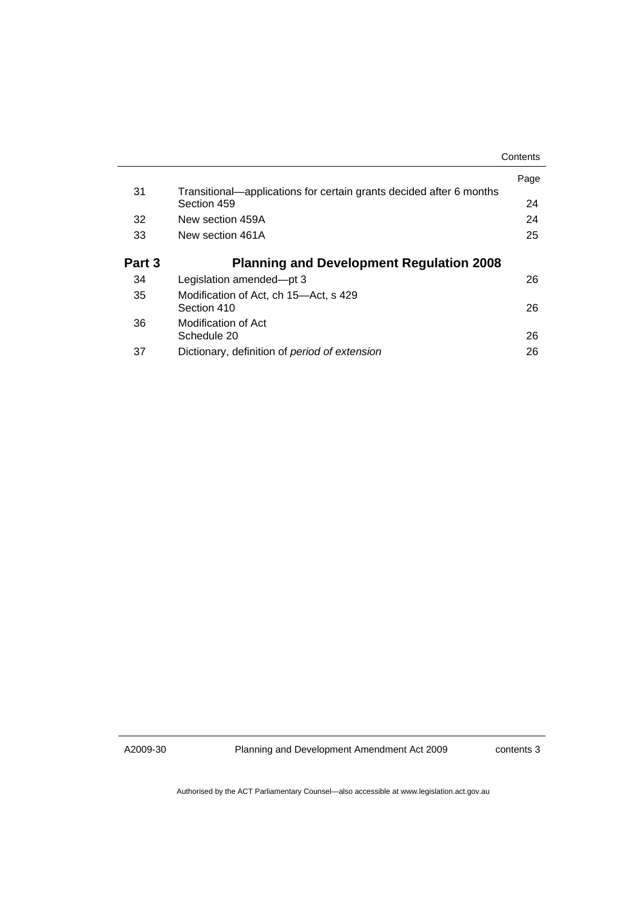|  |  | Page |
| --- | --- | --- |
| 31 | Transitional—applications for certain grants decided after 6 months<br>Section 459 | 24 |
| 32 | New section 459A | 24 |
| 33 | New section 461A | 25 |

## Part 3 Planning and Development Regulation 2008

|  |  |  |
| --- | --- | --- |
| 34 | Legislation amended—pt 3 | 26 |
| 35 | Modification of Act, ch 15—Act, s 429<br>Section 410 | 26 |
| 36 | Modification of Act<br>Schedule 20 | 26 |
| 37 | Dictionary, definition of *period of extension* | 26 |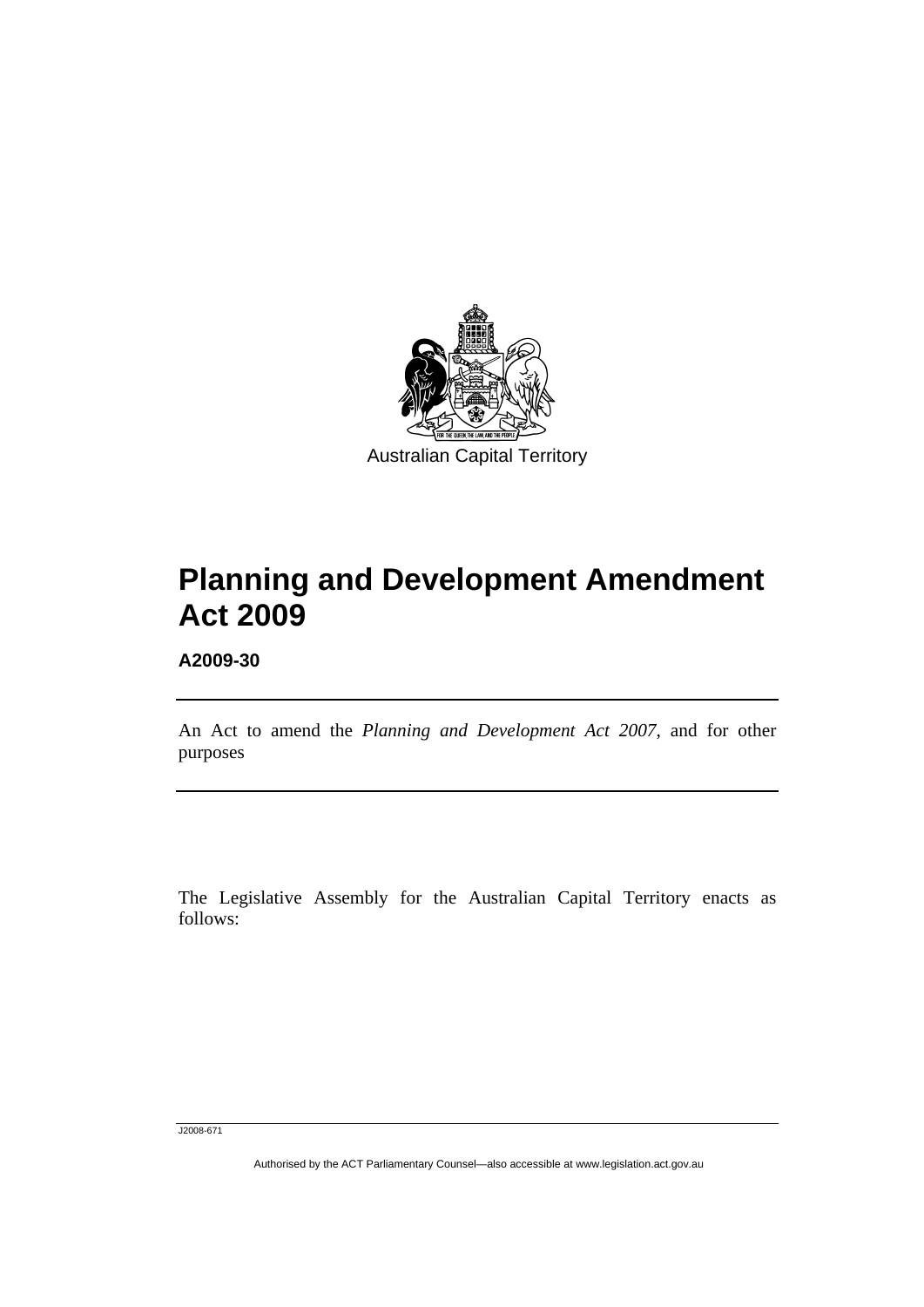Australian Capital Territory

# Planning and Development Amendment Act 2009

**A2009-30**

An Act to amend the *Planning and Development Act 2007*, and for other purposes

The Legislative Assembly for the Australian Capital Territory enacts as follows:

J2008-671

Authorised by the ACT Parliamentary Counsel—also accessible at www.legislation.act.gov.au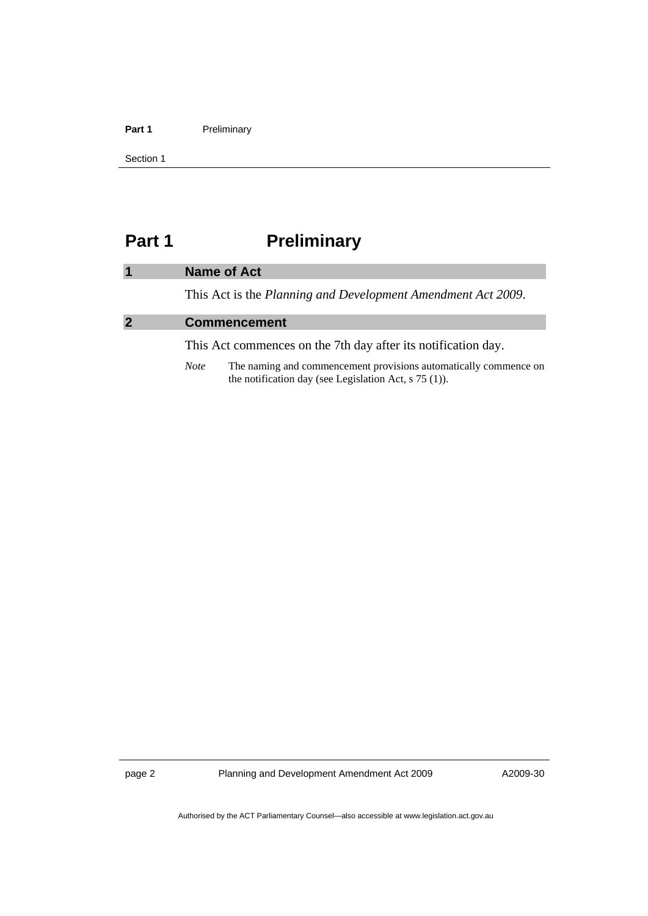# Part 1 Preliminary

## 1 Name of Act

This Act is the *Planning and Development Amendment Act 2009*.

## 2 Commencement

This Act commences on the 7th day after its notification day.

*Note* The naming and commencement provisions automatically commence on the notification day (see Legislation Act, s 75 (1)).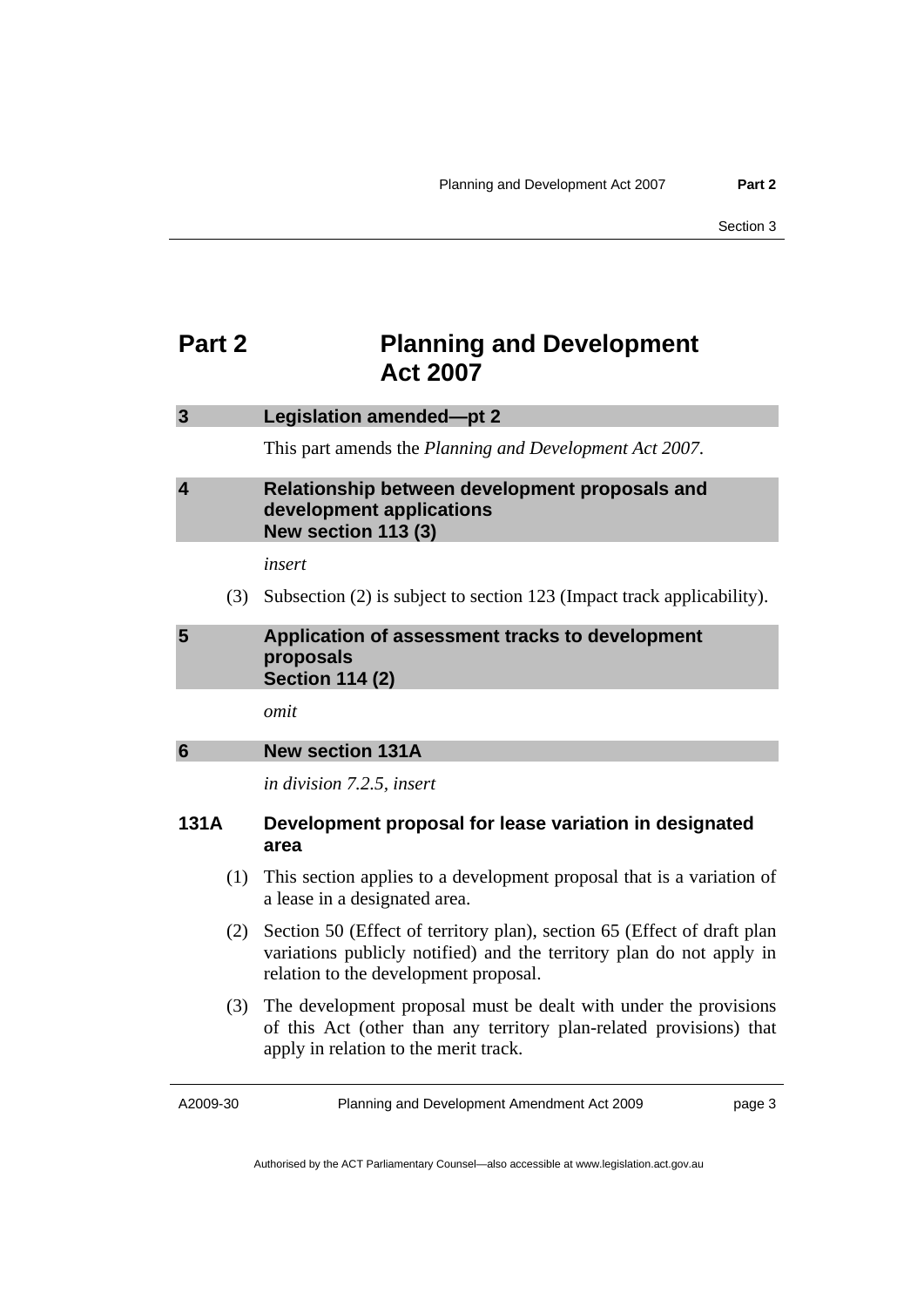# Part 2 Planning and Development Act 2007

## 3 Legislation amended—pt 2

This part amends the *Planning and Development Act 2007*.

## 4 Relationship between development proposals and development applications New section 113 (3)

*insert*

(3) Subsection (2) is subject to section 123 (Impact track applicability).

## 5 Application of assessment tracks to development proposals Section 114 (2)

*omit*

## 6 New section 131A

*in division 7.2.5, insert*

### 131A Development proposal for lease variation in designated area

(1) This section applies to a development proposal that is a variation of a lease in a designated area.

(2) Section 50 (Effect of territory plan), section 65 (Effect of draft plan variations publicly notified) and the territory plan do not apply in relation to the development proposal.

(3) The development proposal must be dealt with under the provisions of this Act (other than any territory plan-related provisions) that apply in relation to the merit track.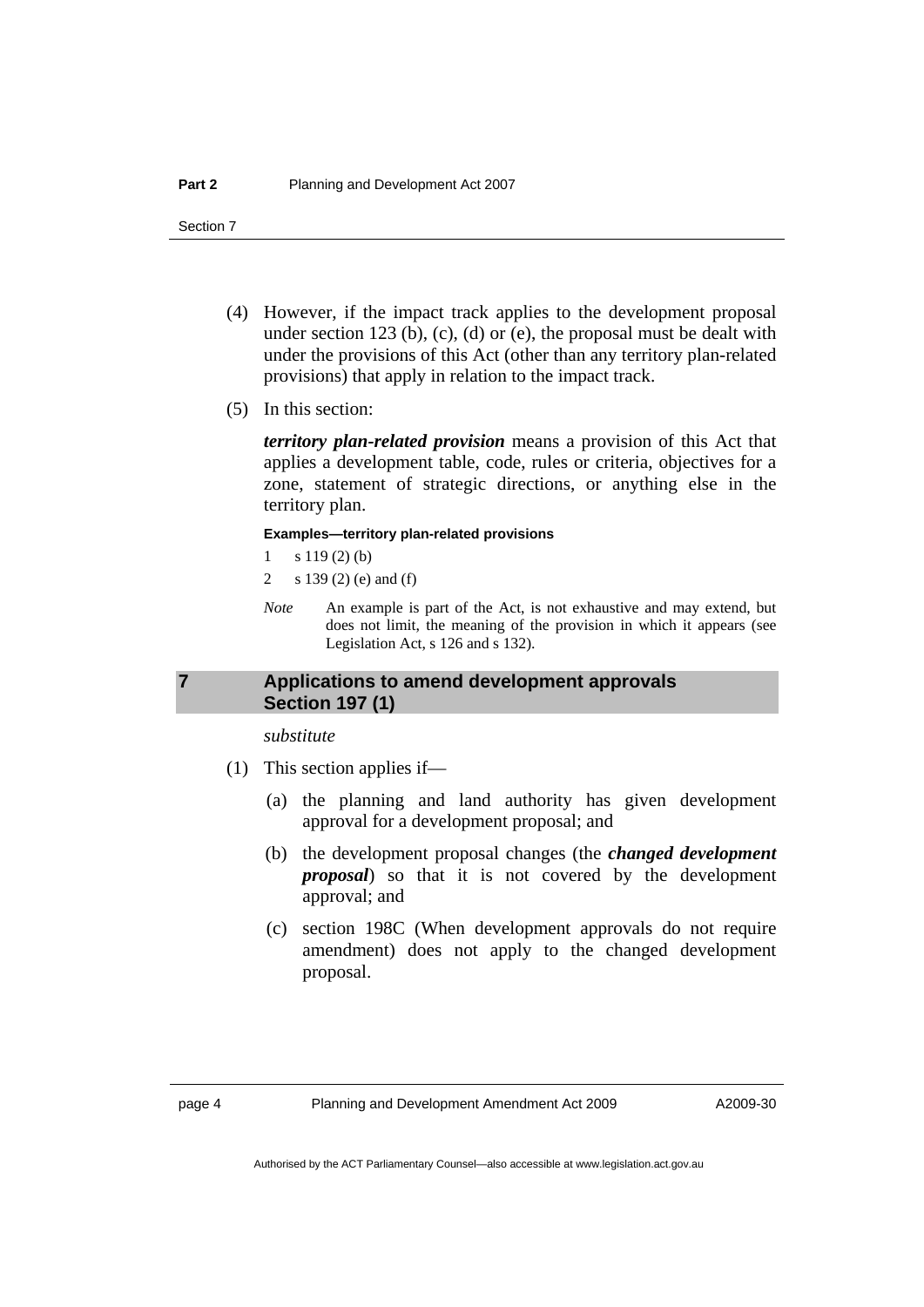(4) However, if the impact track applies to the development proposal under section 123 (b), (c), (d) or (e), the proposal must be dealt with under the provisions of this Act (other than any territory plan-related provisions) that apply in relation to the impact track.

(5) In this section:

***territory plan-related provision*** means a provision of this Act that applies a development table, code, rules or criteria, objectives for a zone, statement of strategic directions, or anything else in the territory plan.

**Examples—territory plan-related provisions**

1 s 119 (2) (b)

2 s 139 (2) (e) and (f)

*Note* An example is part of the Act, is not exhaustive and may extend, but does not limit, the meaning of the provision in which it appears (see Legislation Act, s 126 and s 132).

## 7 Applications to amend development approvals Section 197 (1)

*substitute*

(1) This section applies if—

(a) the planning and land authority has given development approval for a development proposal; and

(b) the development proposal changes (the ***changed development proposal***) so that it is not covered by the development approval; and

(c) section 198C (When development approvals do not require amendment) does not apply to the changed development proposal.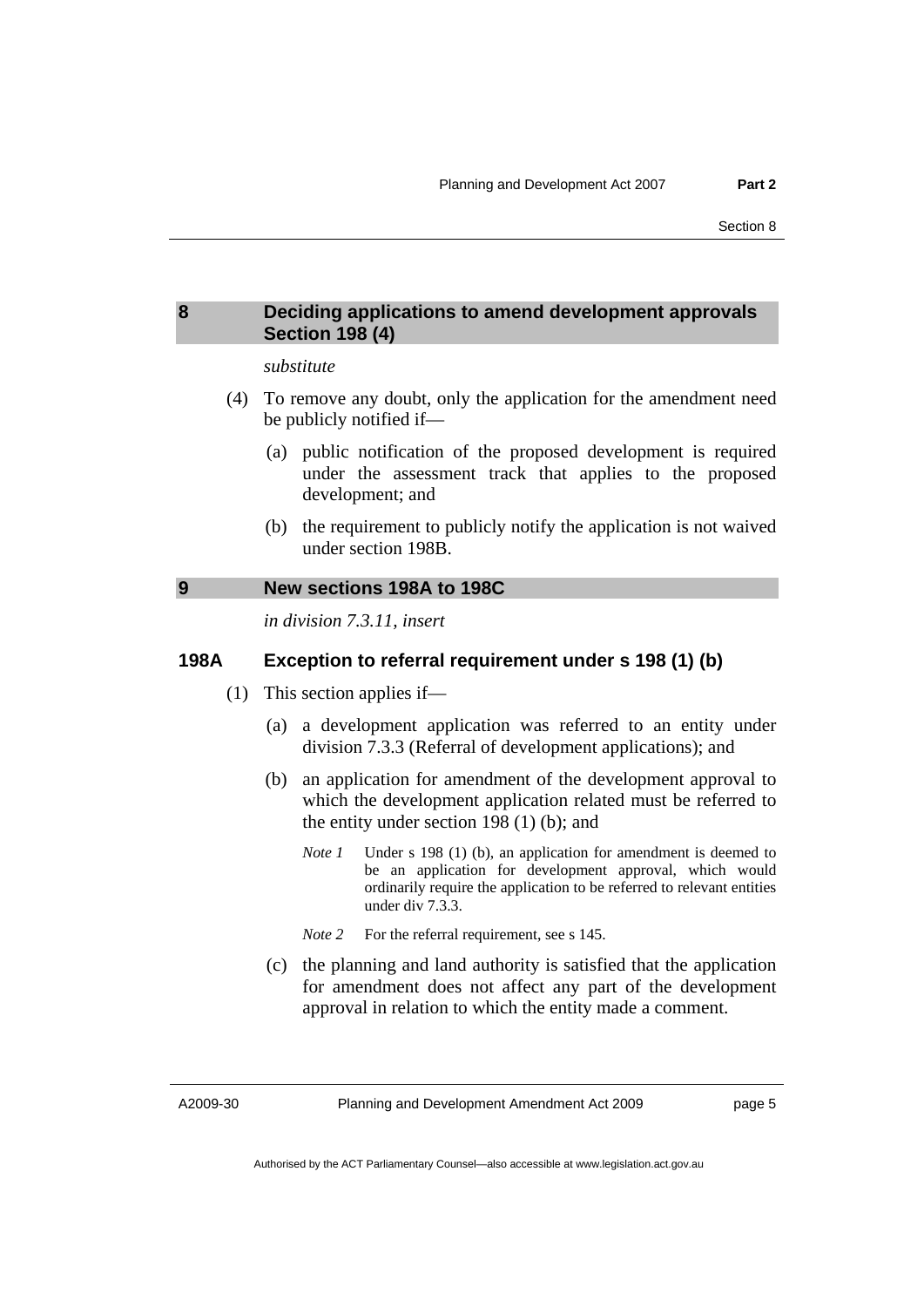## 8 Deciding applications to amend development approvals Section 198 (4)

*substitute*

(4) To remove any doubt, only the application for the amendment need be publicly notified if—

(a) public notification of the proposed development is required under the assessment track that applies to the proposed development; and

(b) the requirement to publicly notify the application is not waived under section 198B.

## 9 New sections 198A to 198C

*in division 7.3.11, insert*

### 198A Exception to referral requirement under s 198 (1) (b)

(1) This section applies if—

(a) a development application was referred to an entity under division 7.3.3 (Referral of development applications); and

(b) an application for amendment of the development approval to which the development application related must be referred to the entity under section 198 (1) (b); and

*Note 1* Under s 198 (1) (b), an application for amendment is deemed to be an application for development approval, which would ordinarily require the application to be referred to relevant entities under div 7.3.3.

*Note 2* For the referral requirement, see s 145.

(c) the planning and land authority is satisfied that the application for amendment does not affect any part of the development approval in relation to which the entity made a comment.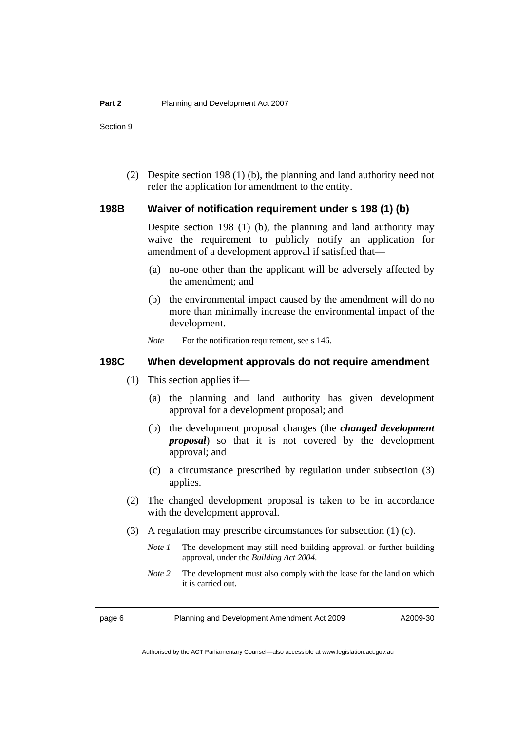(2) Despite section 198 (1) (b), the planning and land authority need not refer the application for amendment to the entity.

### 198B Waiver of notification requirement under s 198 (1) (b)

Despite section 198 (1) (b), the planning and land authority may waive the requirement to publicly notify an application for amendment of a development approval if satisfied that—

(a) no-one other than the applicant will be adversely affected by the amendment; and

(b) the environmental impact caused by the amendment will do no more than minimally increase the environmental impact of the development.

*Note* For the notification requirement, see s 146.

### 198C When development approvals do not require amendment

(1) This section applies if—

(a) the planning and land authority has given development approval for a development proposal; and

(b) the development proposal changes (the ***changed development proposal***) so that it is not covered by the development approval; and

(c) a circumstance prescribed by regulation under subsection (3) applies.

(2) The changed development proposal is taken to be in accordance with the development approval.

(3) A regulation may prescribe circumstances for subsection (1) (c).

*Note 1* The development may still need building approval, or further building approval, under the *Building Act 2004*.

*Note 2* The development must also comply with the lease for the land on which it is carried out.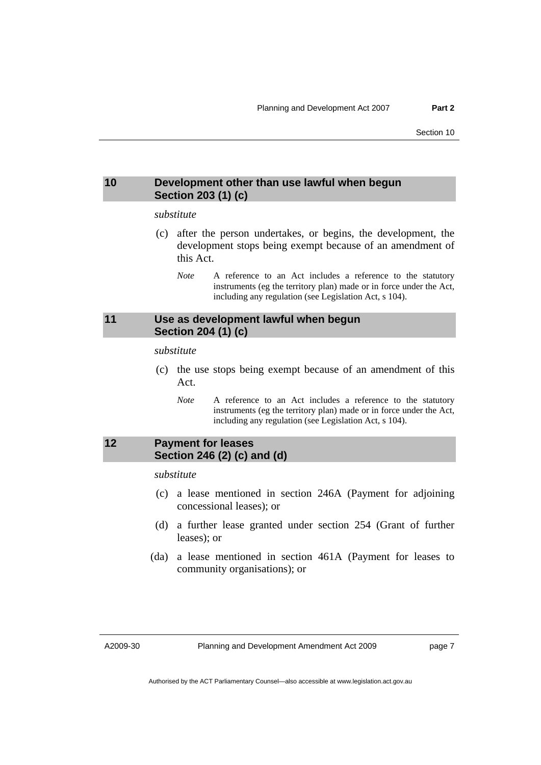### 10 Development other than use lawful when begun Section 203 (1) (c)

*substitute*

(c) after the person undertakes, or begins, the development, the development stops being exempt because of an amendment of this Act.

*Note* A reference to an Act includes a reference to the statutory instruments (eg the territory plan) made or in force under the Act, including any regulation (see Legislation Act, s 104).

### 11 Use as development lawful when begun Section 204 (1) (c)

*substitute*

(c) the use stops being exempt because of an amendment of this Act.

*Note* A reference to an Act includes a reference to the statutory instruments (eg the territory plan) made or in force under the Act, including any regulation (see Legislation Act, s 104).

### 12 Payment for leases Section 246 (2) (c) and (d)

*substitute*

(c) a lease mentioned in section 246A (Payment for adjoining concessional leases); or

(d) a further lease granted under section 254 (Grant of further leases); or

(da) a lease mentioned in section 461A (Payment for leases to community organisations); or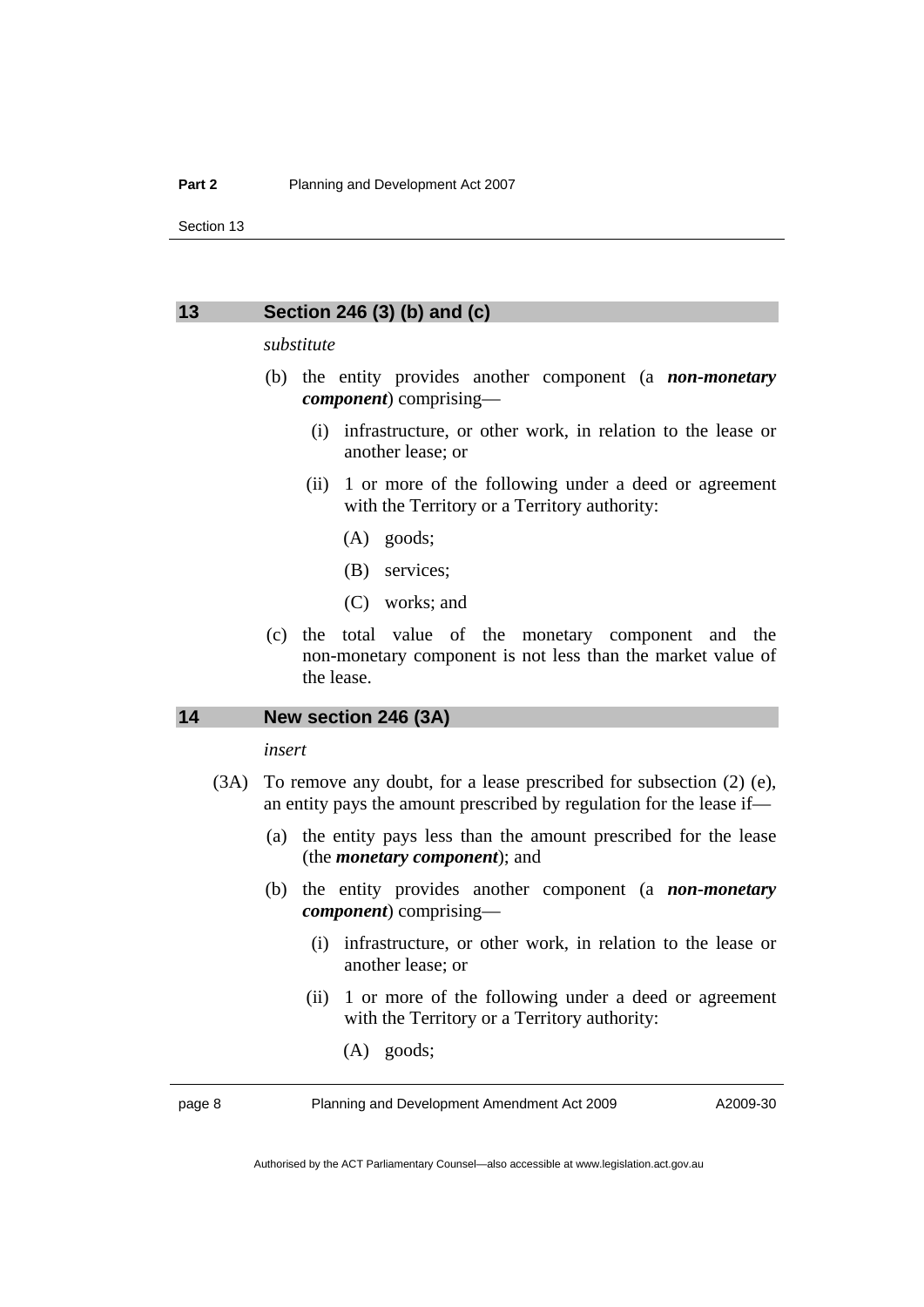## 13 Section 246 (3) (b) and (c)

*substitute*

(b) the entity provides another component (a ***non-monetary component***) comprising—

(i) infrastructure, or other work, in relation to the lease or another lease; or

(ii) 1 or more of the following under a deed or agreement with the Territory or a Territory authority:

(A) goods;

(B) services;

(C) works; and

(c) the total value of the monetary component and the non-monetary component is not less than the market value of the lease.

## 14 New section 246 (3A)

*insert*

(3A) To remove any doubt, for a lease prescribed for subsection (2) (e), an entity pays the amount prescribed by regulation for the lease if—

(a) the entity pays less than the amount prescribed for the lease (the ***monetary component***); and

(b) the entity provides another component (a ***non-monetary component***) comprising—

(i) infrastructure, or other work, in relation to the lease or another lease; or

(ii) 1 or more of the following under a deed or agreement with the Territory or a Territory authority:

(A) goods;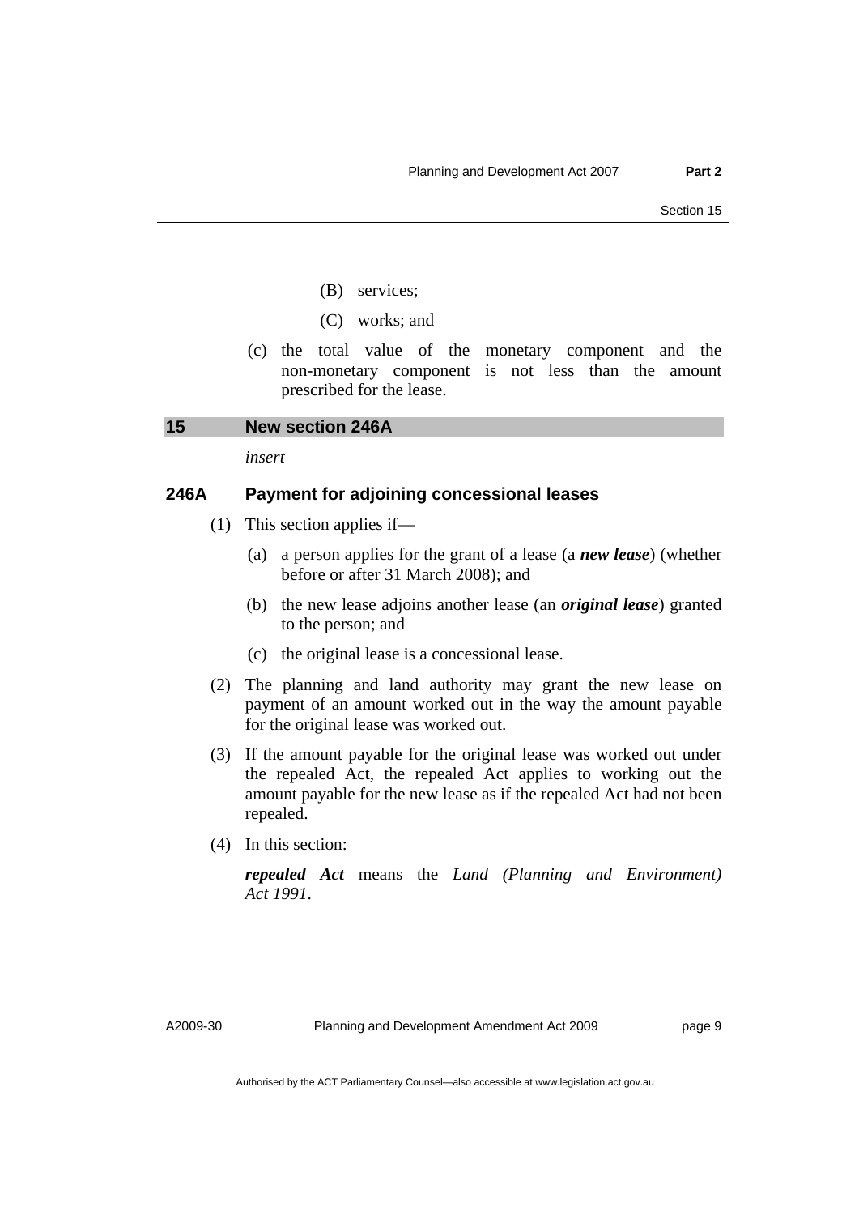(B) services;

(C) works; and

(c) the total value of the monetary component and the non-monetary component is not less than the amount prescribed for the lease.

## 15 New section 246A

*insert*

### 246A Payment for adjoining concessional leases

(1) This section applies if—

(a) a person applies for the grant of a lease (a ***new lease***) (whether before or after 31 March 2008); and

(b) the new lease adjoins another lease (an ***original lease***) granted to the person; and

(c) the original lease is a concessional lease.

(2) The planning and land authority may grant the new lease on payment of an amount worked out in the way the amount payable for the original lease was worked out.

(3) If the amount payable for the original lease was worked out under the repealed Act, the repealed Act applies to working out the amount payable for the new lease as if the repealed Act had not been repealed.

(4) In this section:

***repealed Act*** means the *Land (Planning and Environment) Act 1991*.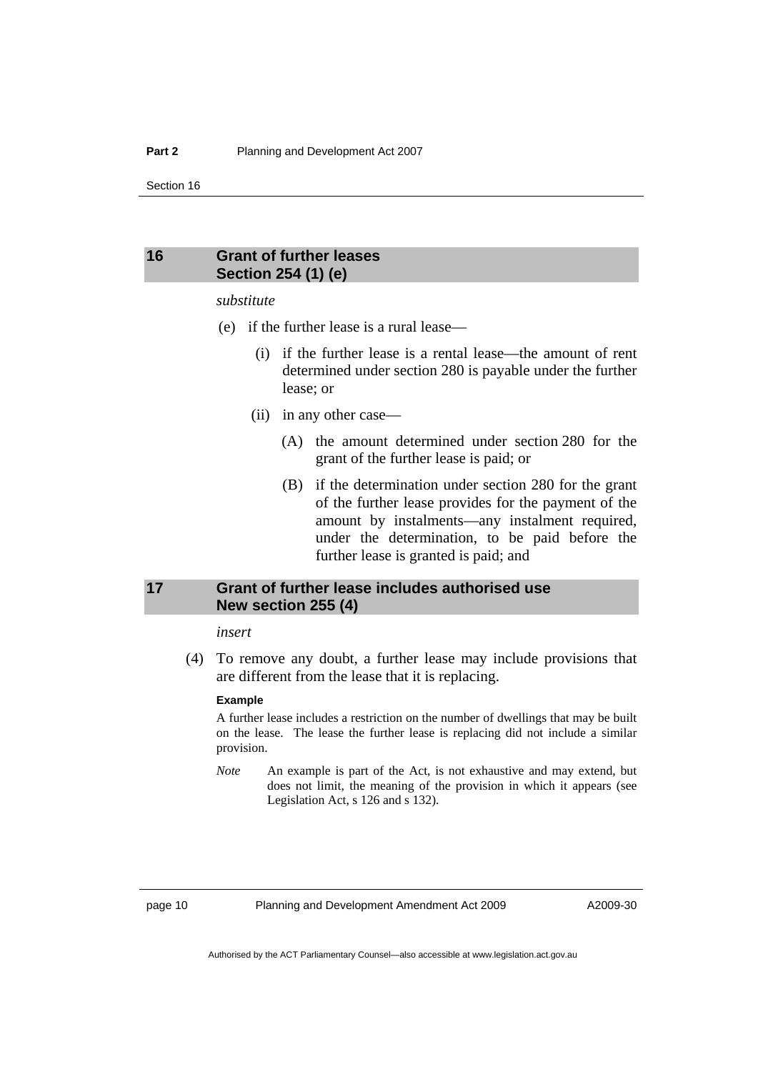## 16 Grant of further leases Section 254 (1) (e)

*substitute*

(e) if the further lease is a rural lease—

(i) if the further lease is a rental lease—the amount of rent determined under section 280 is payable under the further lease; or

(ii) in any other case—

(A) the amount determined under section 280 for the grant of the further lease is paid; or

(B) if the determination under section 280 for the grant of the further lease provides for the payment of the amount by instalments—any instalment required, under the determination, to be paid before the further lease is granted is paid; and

## 17 Grant of further lease includes authorised use New section 255 (4)

*insert*

(4) To remove any doubt, a further lease may include provisions that are different from the lease that it is replacing.

**Example**

A further lease includes a restriction on the number of dwellings that may be built on the lease. The lease the further lease is replacing did not include a similar provision.

*Note* An example is part of the Act, is not exhaustive and may extend, but does not limit, the meaning of the provision in which it appears (see Legislation Act, s 126 and s 132).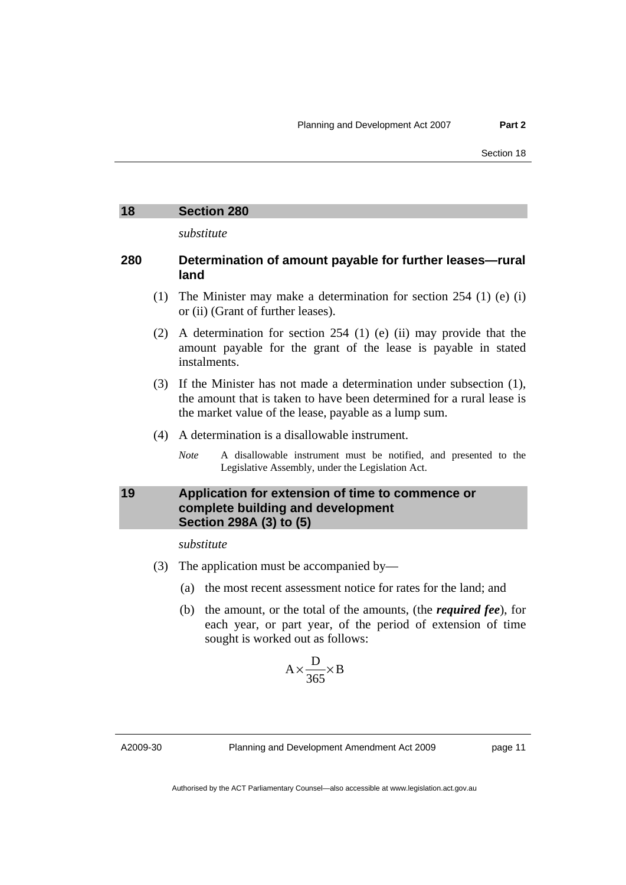## 18 Section 280

*substitute*

### 280 Determination of amount payable for further leases—rural land

(1) The Minister may make a determination for section 254 (1) (e) (i) or (ii) (Grant of further leases).

(2) A determination for section 254 (1) (e) (ii) may provide that the amount payable for the grant of the lease is payable in stated instalments.

(3) If the Minister has not made a determination under subsection (1), the amount that is taken to have been determined for a rural lease is the market value of the lease, payable as a lump sum.

(4) A determination is a disallowable instrument.

*Note* A disallowable instrument must be notified, and presented to the Legislative Assembly, under the Legislation Act.

## 19 Application for extension of time to commence or complete building and development Section 298A (3) to (5)

*substitute*

(3) The application must be accompanied by—

(a) the most recent assessment notice for rates for the land; and

(b) the amount, or the total of the amounts, (the ***required fee***), for each year, or part year, of the period of extension of time sought is worked out as follows:

$$A \times \frac{D}{365} \times B$$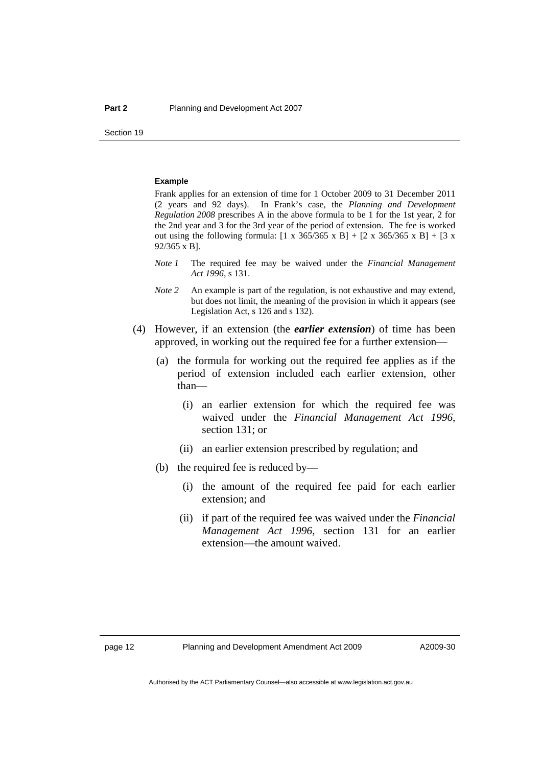**Example**

Frank applies for an extension of time for 1 October 2009 to 31 December 2011 (2 years and 92 days). In Frank's case, the *Planning and Development Regulation 2008* prescribes A in the above formula to be 1 for the 1st year, 2 for the 2nd year and 3 for the 3rd year of the period of extension. The fee is worked out using the following formula: [1 x 365/365 x B] + [2 x 365/365 x B] + [3 x 92/365 x B].

*Note 1* The required fee may be waived under the *Financial Management Act 1996*, s 131.

*Note 2* An example is part of the regulation, is not exhaustive and may extend, but does not limit, the meaning of the provision in which it appears (see Legislation Act, s 126 and s 132).

(4) However, if an extension (the ***earlier extension***) of time has been approved, in working out the required fee for a further extension—

(a) the formula for working out the required fee applies as if the period of extension included each earlier extension, other than—

(i) an earlier extension for which the required fee was waived under the *Financial Management Act 1996*, section 131; or

(ii) an earlier extension prescribed by regulation; and

(b) the required fee is reduced by—

(i) the amount of the required fee paid for each earlier extension; and

(ii) if part of the required fee was waived under the *Financial Management Act 1996*, section 131 for an earlier extension—the amount waived.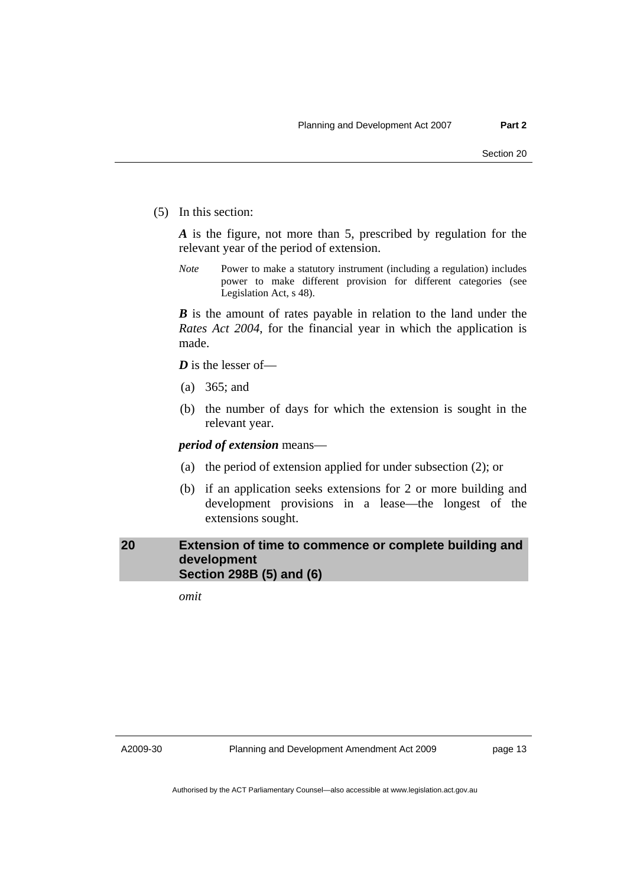(5) In this section:

***A*** is the figure, not more than 5, prescribed by regulation for the relevant year of the period of extension.

*Note* Power to make a statutory instrument (including a regulation) includes power to make different provision for different categories (see Legislation Act, s 48).

***B*** is the amount of rates payable in relation to the land under the *Rates Act 2004*, for the financial year in which the application is made.

***D*** is the lesser of—

(a) 365; and

(b) the number of days for which the extension is sought in the relevant year.

***period of extension*** means—

(a) the period of extension applied for under subsection (2); or

(b) if an application seeks extensions for 2 or more building and development provisions in a lease—the longest of the extensions sought.

## 20 Extension of time to commence or complete building and development Section 298B (5) and (6)

*omit*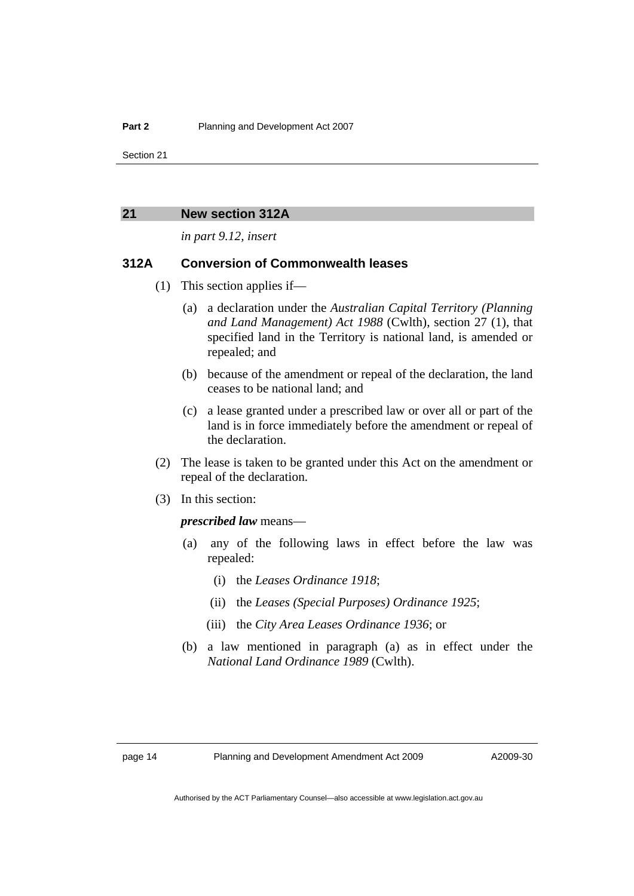## 21 New section 312A

*in part 9.12, insert*

### 312A Conversion of Commonwealth leases

(1) This section applies if—

(a) a declaration under the *Australian Capital Territory (Planning and Land Management) Act 1988* (Cwlth), section 27 (1), that specified land in the Territory is national land, is amended or repealed; and

(b) because of the amendment or repeal of the declaration, the land ceases to be national land; and

(c) a lease granted under a prescribed law or over all or part of the land is in force immediately before the amendment or repeal of the declaration.

(2) The lease is taken to be granted under this Act on the amendment or repeal of the declaration.

(3) In this section:

***prescribed law*** means—

(a) any of the following laws in effect before the law was repealed:

(i) the *Leases Ordinance 1918*;

(ii) the *Leases (Special Purposes) Ordinance 1925*;

(iii) the *City Area Leases Ordinance 1936*; or

(b) a law mentioned in paragraph (a) as in effect under the *National Land Ordinance 1989* (Cwlth).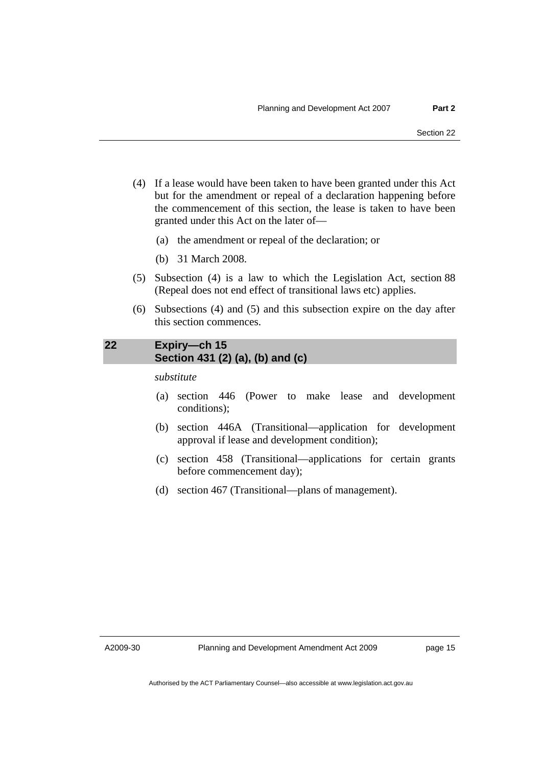(4) If a lease would have been taken to have been granted under this Act but for the amendment or repeal of a declaration happening before the commencement of this section, the lease is taken to have been granted under this Act on the later of—

(a) the amendment or repeal of the declaration; or

(b) 31 March 2008.

(5) Subsection (4) is a law to which the Legislation Act, section 88 (Repeal does not end effect of transitional laws etc) applies.

(6) Subsections (4) and (5) and this subsection expire on the day after this section commences.

## 22 Expiry—ch 15 Section 431 (2) (a), (b) and (c)

*substitute*

(a) section 446 (Power to make lease and development conditions);

(b) section 446A (Transitional—application for development approval if lease and development condition);

(c) section 458 (Transitional—applications for certain grants before commencement day);

(d) section 467 (Transitional—plans of management).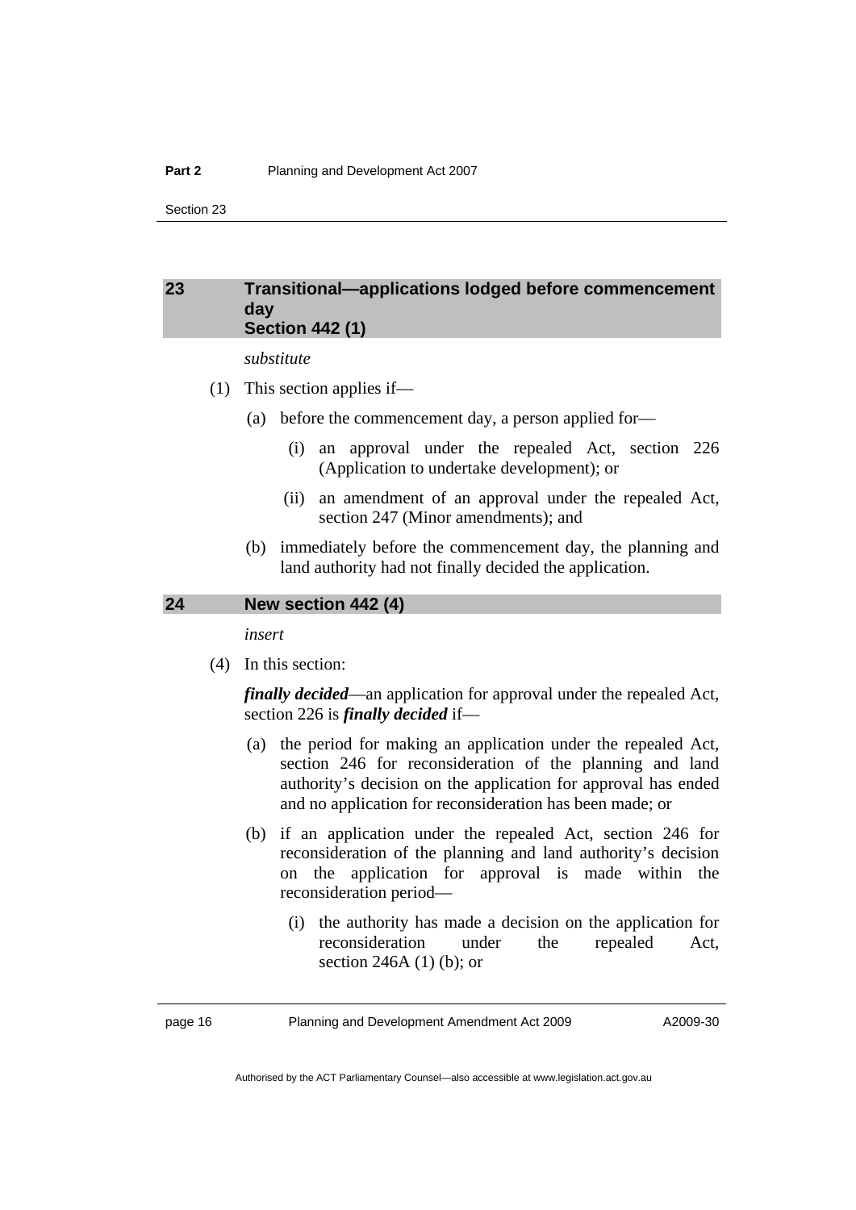## 23 Transitional—applications lodged before commencement day Section 442 (1)

*substitute*

(1) This section applies if—

(a) before the commencement day, a person applied for—

(i) an approval under the repealed Act, section 226 (Application to undertake development); or

(ii) an amendment of an approval under the repealed Act, section 247 (Minor amendments); and

(b) immediately before the commencement day, the planning and land authority had not finally decided the application.

## 24 New section 442 (4)

*insert*

(4) In this section:

***finally decided***—an application for approval under the repealed Act, section 226 is ***finally decided*** if—

(a) the period for making an application under the repealed Act, section 246 for reconsideration of the planning and land authority's decision on the application for approval has ended and no application for reconsideration has been made; or

(b) if an application under the repealed Act, section 246 for reconsideration of the planning and land authority's decision on the application for approval is made within the reconsideration period—

(i) the authority has made a decision on the application for reconsideration under the repealed Act, section 246A (1) (b); or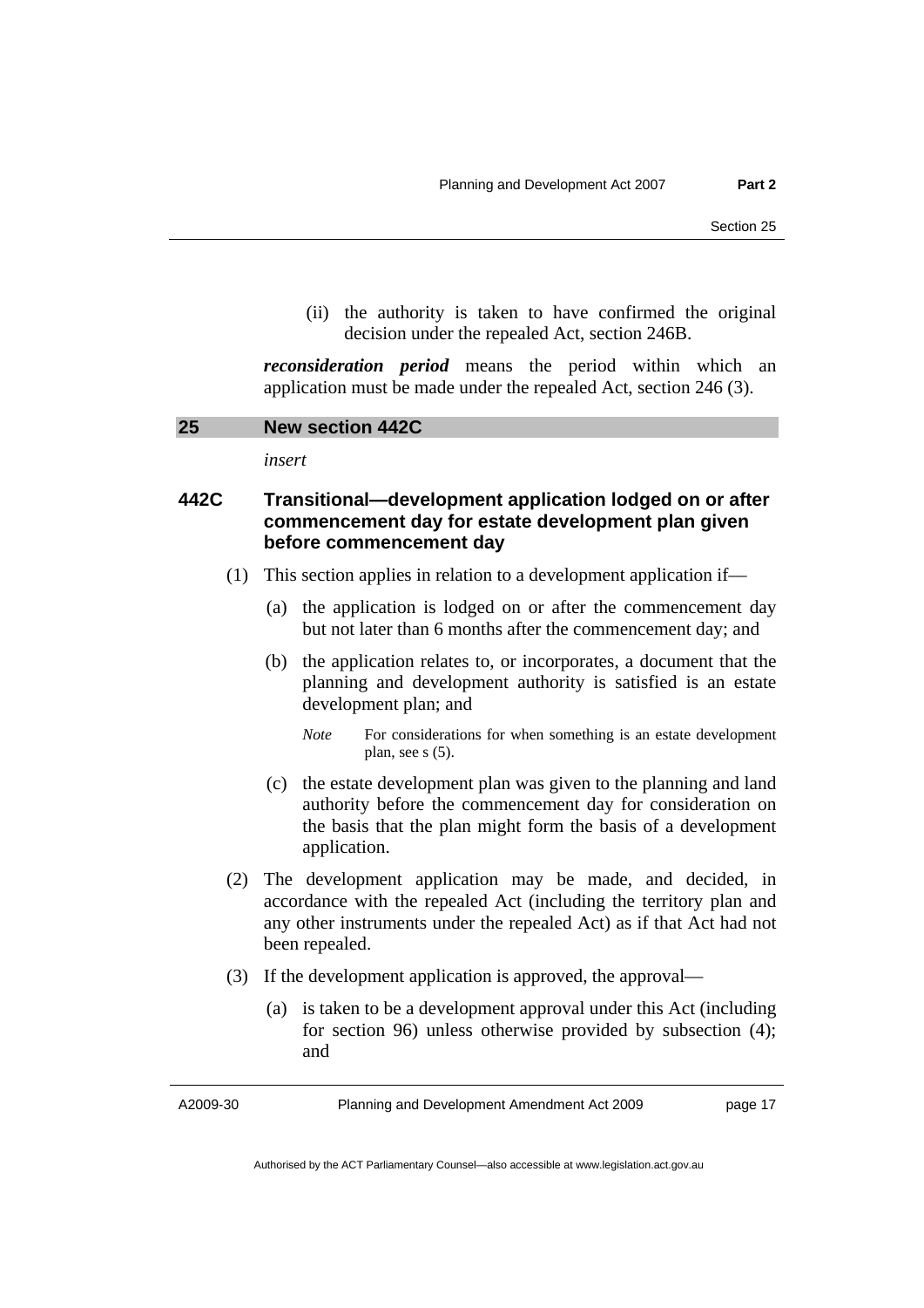(ii) the authority is taken to have confirmed the original decision under the repealed Act, section 246B.

***reconsideration period*** means the period within which an application must be made under the repealed Act, section 246 (3).

## 25 New section 442C

*insert*

### 442C Transitional—development application lodged on or after commencement day for estate development plan given before commencement day

(1) This section applies in relation to a development application if—

(a) the application is lodged on or after the commencement day but not later than 6 months after the commencement day; and

(b) the application relates to, or incorporates, a document that the planning and development authority is satisfied is an estate development plan; and

*Note* For considerations for when something is an estate development plan, see s (5).

(c) the estate development plan was given to the planning and land authority before the commencement day for consideration on the basis that the plan might form the basis of a development application.

(2) The development application may be made, and decided, in accordance with the repealed Act (including the territory plan and any other instruments under the repealed Act) as if that Act had not been repealed.

(3) If the development application is approved, the approval—

(a) is taken to be a development approval under this Act (including for section 96) unless otherwise provided by subsection (4); and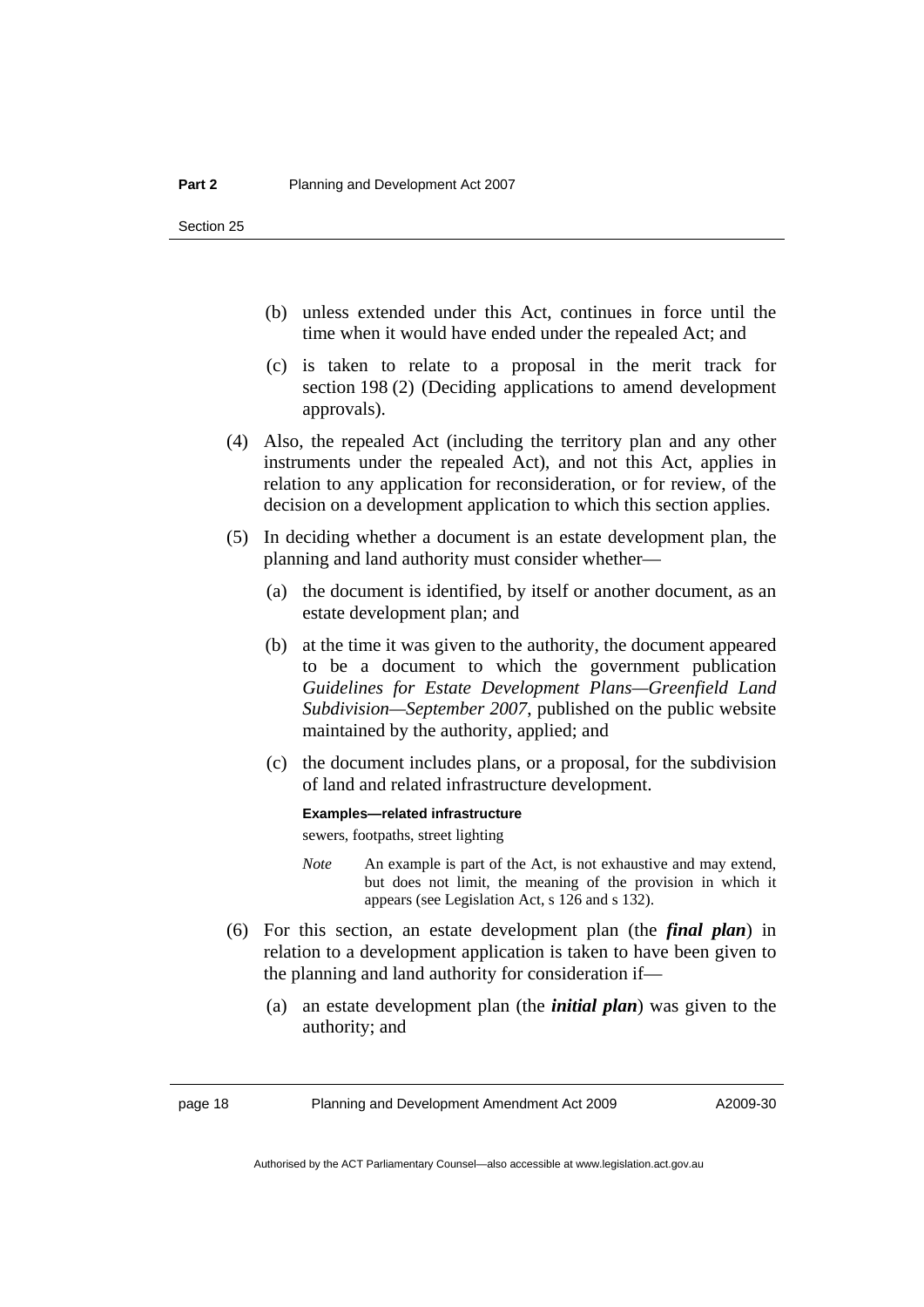(b) unless extended under this Act, continues in force until the time when it would have ended under the repealed Act; and

(c) is taken to relate to a proposal in the merit track for section 198 (2) (Deciding applications to amend development approvals).

(4) Also, the repealed Act (including the territory plan and any other instruments under the repealed Act), and not this Act, applies in relation to any application for reconsideration, or for review, of the decision on a development application to which this section applies.

(5) In deciding whether a document is an estate development plan, the planning and land authority must consider whether—

(a) the document is identified, by itself or another document, as an estate development plan; and

(b) at the time it was given to the authority, the document appeared to be a document to which the government publication *Guidelines for Estate Development Plans—Greenfield Land Subdivision—September 2007*, published on the public website maintained by the authority, applied; and

(c) the document includes plans, or a proposal, for the subdivision of land and related infrastructure development.

**Examples—related infrastructure**

sewers, footpaths, street lighting

*Note* An example is part of the Act, is not exhaustive and may extend, but does not limit, the meaning of the provision in which it appears (see Legislation Act, s 126 and s 132).

(6) For this section, an estate development plan (the ***final plan***) in relation to a development application is taken to have been given to the planning and land authority for consideration if—

(a) an estate development plan (the ***initial plan***) was given to the authority; and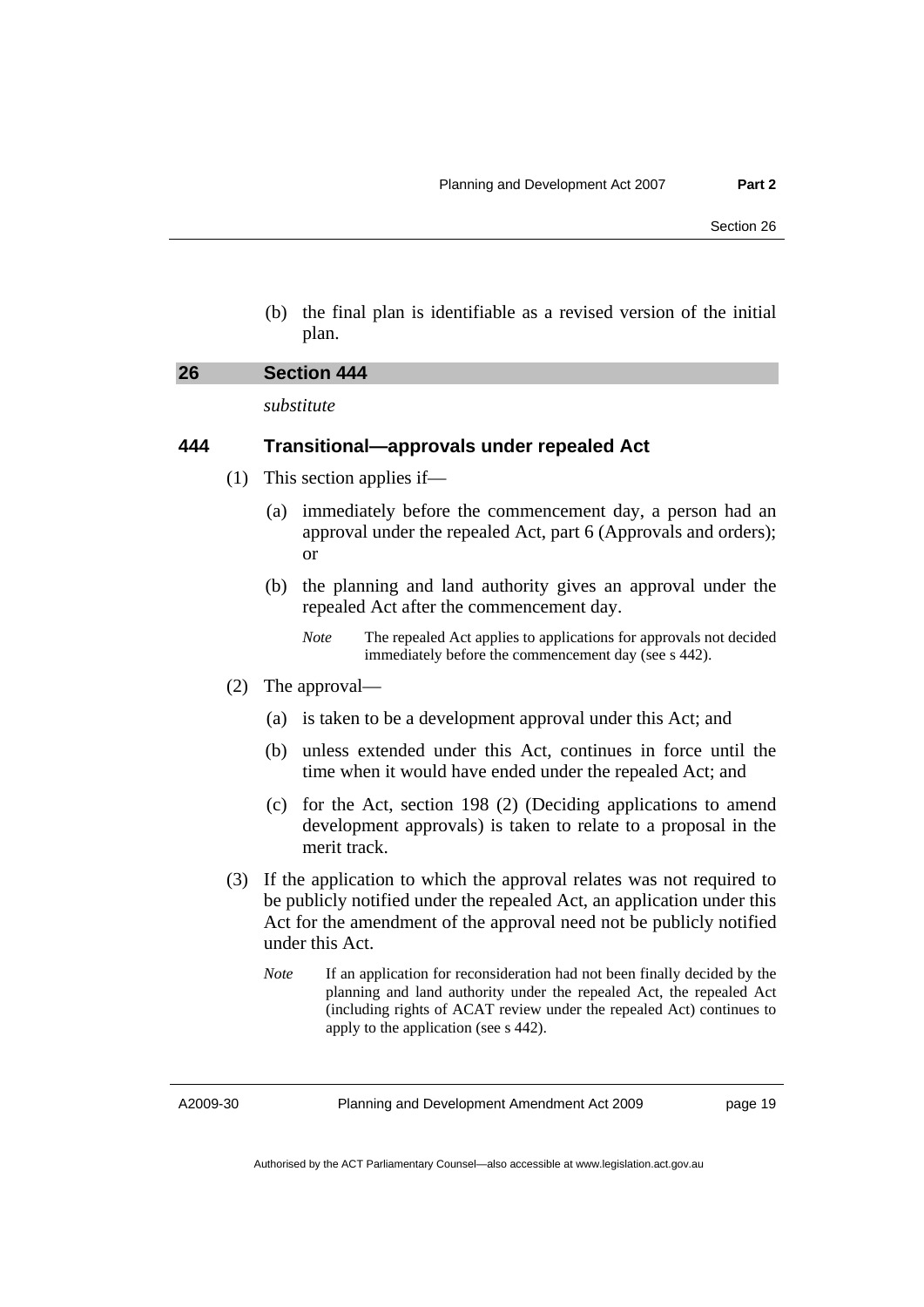(b) the final plan is identifiable as a revised version of the initial plan.

## 26 Section 444

*substitute*

### 444 Transitional—approvals under repealed Act

(1) This section applies if—

(a) immediately before the commencement day, a person had an approval under the repealed Act, part 6 (Approvals and orders); or

(b) the planning and land authority gives an approval under the repealed Act after the commencement day.

*Note* The repealed Act applies to applications for approvals not decided immediately before the commencement day (see s 442).

(2) The approval—

(a) is taken to be a development approval under this Act; and

(b) unless extended under this Act, continues in force until the time when it would have ended under the repealed Act; and

(c) for the Act, section 198 (2) (Deciding applications to amend development approvals) is taken to relate to a proposal in the merit track.

(3) If the application to which the approval relates was not required to be publicly notified under the repealed Act, an application under this Act for the amendment of the approval need not be publicly notified under this Act.

*Note* If an application for reconsideration had not been finally decided by the planning and land authority under the repealed Act, the repealed Act (including rights of ACAT review under the repealed Act) continues to apply to the application (see s 442).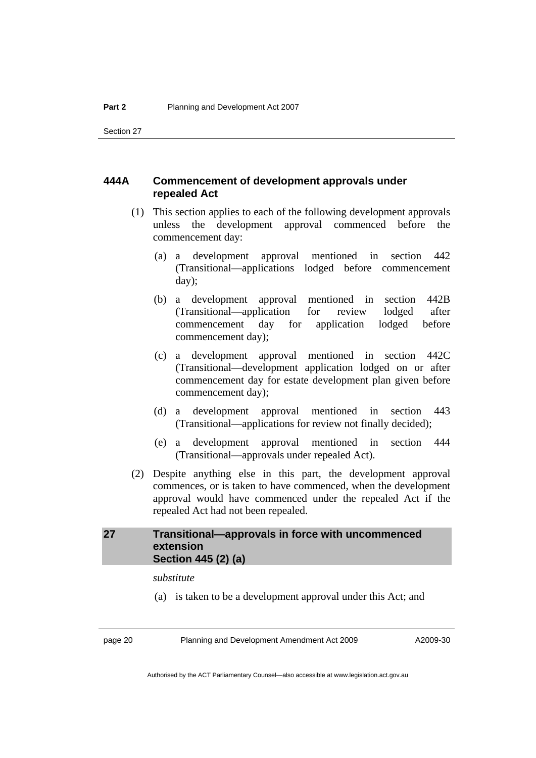### 444A Commencement of development approvals under repealed Act

(1) This section applies to each of the following development approvals unless the development approval commenced before the commencement day:

(a) a development approval mentioned in section 442 (Transitional—applications lodged before commencement day);

(b) a development approval mentioned in section 442B (Transitional—application for review lodged after commencement day for application lodged before commencement day);

(c) a development approval mentioned in section 442C (Transitional—development application lodged on or after commencement day for estate development plan given before commencement day);

(d) a development approval mentioned in section 443 (Transitional—applications for review not finally decided);

(e) a development approval mentioned in section 444 (Transitional—approvals under repealed Act).

(2) Despite anything else in this part, the development approval commences, or is taken to have commenced, when the development approval would have commenced under the repealed Act if the repealed Act had not been repealed.

## 27 Transitional—approvals in force with uncommenced extension Section 445 (2) (a)

*substitute*

(a) is taken to be a development approval under this Act; and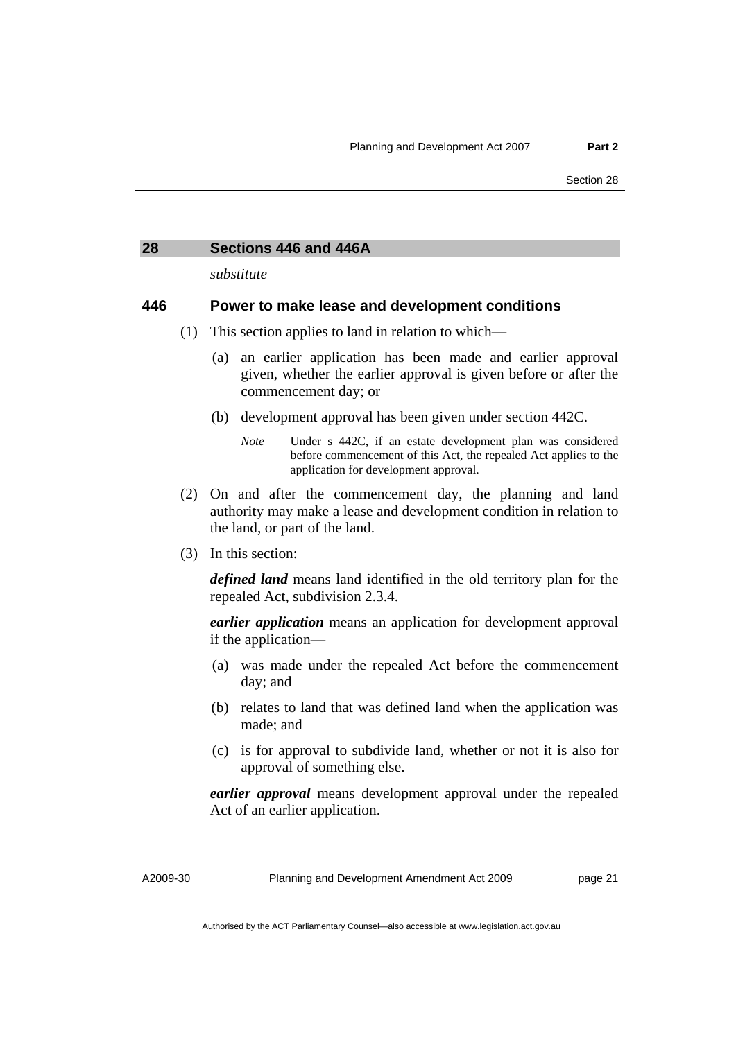## 28 Sections 446 and 446A

*substitute*

### 446 Power to make lease and development conditions

(1) This section applies to land in relation to which—

(a) an earlier application has been made and earlier approval given, whether the earlier approval is given before or after the commencement day; or

(b) development approval has been given under section 442C.

*Note* Under s 442C, if an estate development plan was considered before commencement of this Act, the repealed Act applies to the application for development approval.

(2) On and after the commencement day, the planning and land authority may make a lease and development condition in relation to the land, or part of the land.

(3) In this section:

***defined land*** means land identified in the old territory plan for the repealed Act, subdivision 2.3.4.

***earlier application*** means an application for development approval if the application—

(a) was made under the repealed Act before the commencement day; and

(b) relates to land that was defined land when the application was made; and

(c) is for approval to subdivide land, whether or not it is also for approval of something else.

***earlier approval*** means development approval under the repealed Act of an earlier application.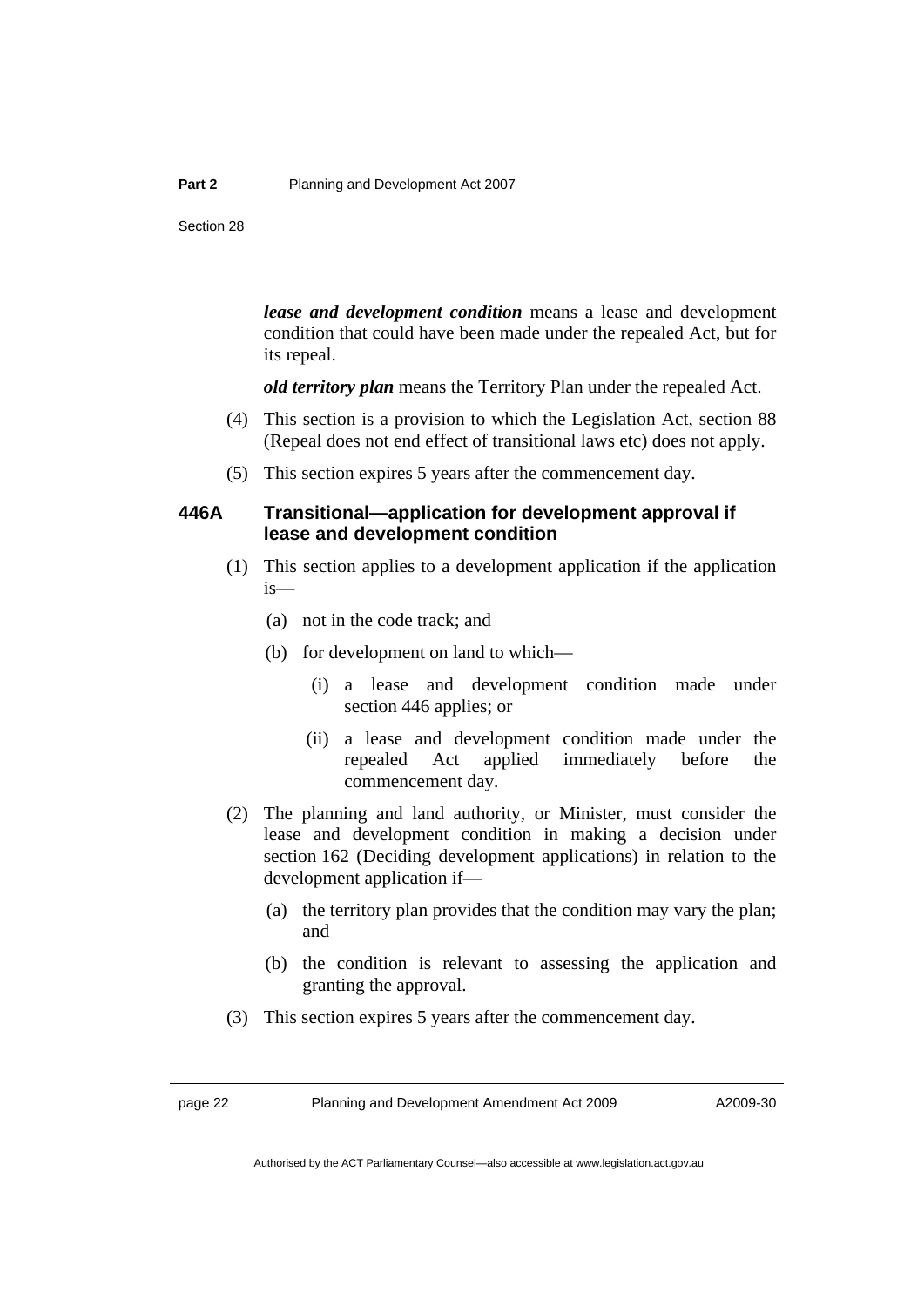***lease and development condition*** means a lease and development condition that could have been made under the repealed Act, but for its repeal.

***old territory plan*** means the Territory Plan under the repealed Act.

(4) This section is a provision to which the Legislation Act, section 88 (Repeal does not end effect of transitional laws etc) does not apply.

(5) This section expires 5 years after the commencement day.

### 446A Transitional—application for development approval if lease and development condition

(1) This section applies to a development application if the application is—

(a) not in the code track; and

(b) for development on land to which—

(i) a lease and development condition made under section 446 applies; or

(ii) a lease and development condition made under the repealed Act applied immediately before the commencement day.

(2) The planning and land authority, or Minister, must consider the lease and development condition in making a decision under section 162 (Deciding development applications) in relation to the development application if—

(a) the territory plan provides that the condition may vary the plan; and

(b) the condition is relevant to assessing the application and granting the approval.

(3) This section expires 5 years after the commencement day.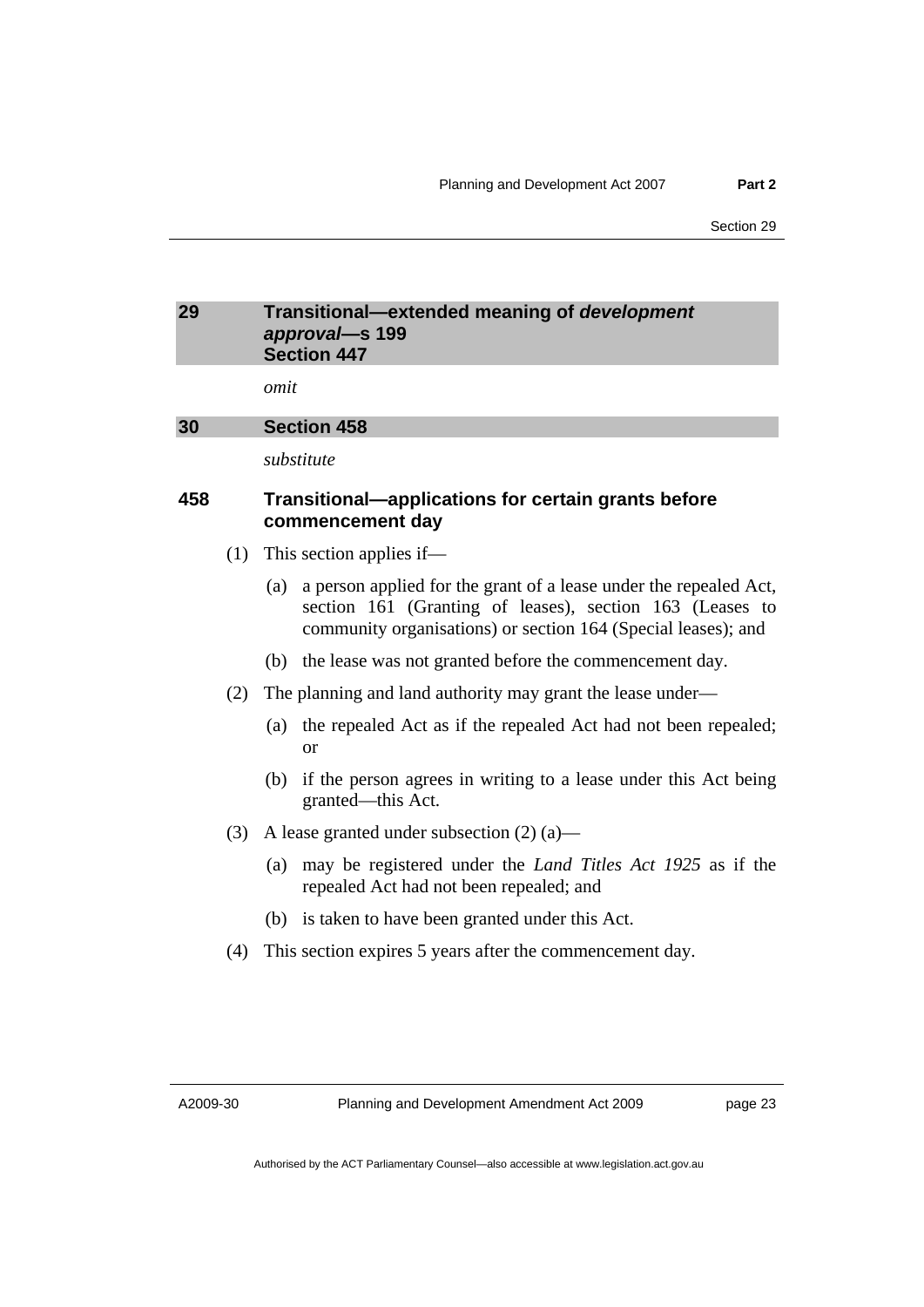## 29 Transitional—extended meaning of *development approval*—s 199 Section 447

*omit*

## 30 Section 458

*substitute*

### 458 Transitional—applications for certain grants before commencement day

(1) This section applies if—

(a) a person applied for the grant of a lease under the repealed Act, section 161 (Granting of leases), section 163 (Leases to community organisations) or section 164 (Special leases); and

(b) the lease was not granted before the commencement day.

(2) The planning and land authority may grant the lease under—

(a) the repealed Act as if the repealed Act had not been repealed; or

(b) if the person agrees in writing to a lease under this Act being granted—this Act.

(3) A lease granted under subsection (2) (a)—

(a) may be registered under the *Land Titles Act 1925* as if the repealed Act had not been repealed; and

(b) is taken to have been granted under this Act.

(4) This section expires 5 years after the commencement day.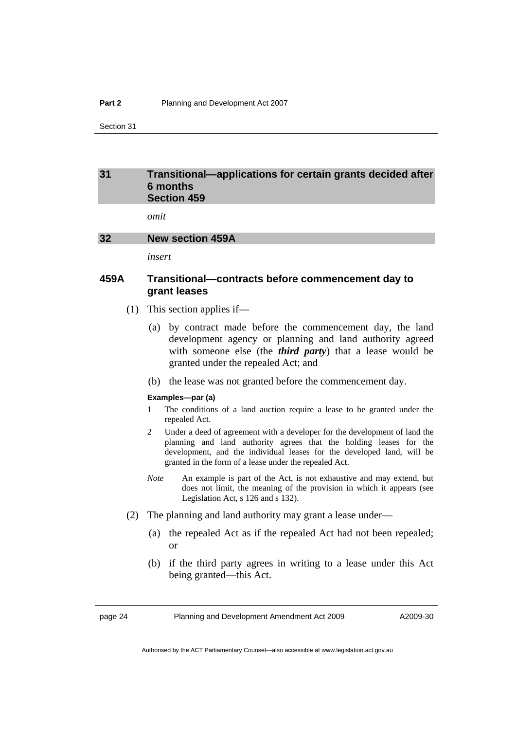## 31 Transitional—applications for certain grants decided after 6 months Section 459

*omit*

## 32 New section 459A

*insert*

### 459A Transitional—contracts before commencement day to grant leases

(1) This section applies if—

(a) by contract made before the commencement day, the land development agency or planning and land authority agreed with someone else (the ***third party***) that a lease would be granted under the repealed Act; and

(b) the lease was not granted before the commencement day.

**Examples—par (a)**

1 The conditions of a land auction require a lease to be granted under the repealed Act.

2 Under a deed of agreement with a developer for the development of land the planning and land authority agrees that the holding leases for the development, and the individual leases for the developed land, will be granted in the form of a lease under the repealed Act.

*Note* An example is part of the Act, is not exhaustive and may extend, but does not limit, the meaning of the provision in which it appears (see Legislation Act, s 126 and s 132).

(2) The planning and land authority may grant a lease under—

(a) the repealed Act as if the repealed Act had not been repealed; or

(b) if the third party agrees in writing to a lease under this Act being granted—this Act.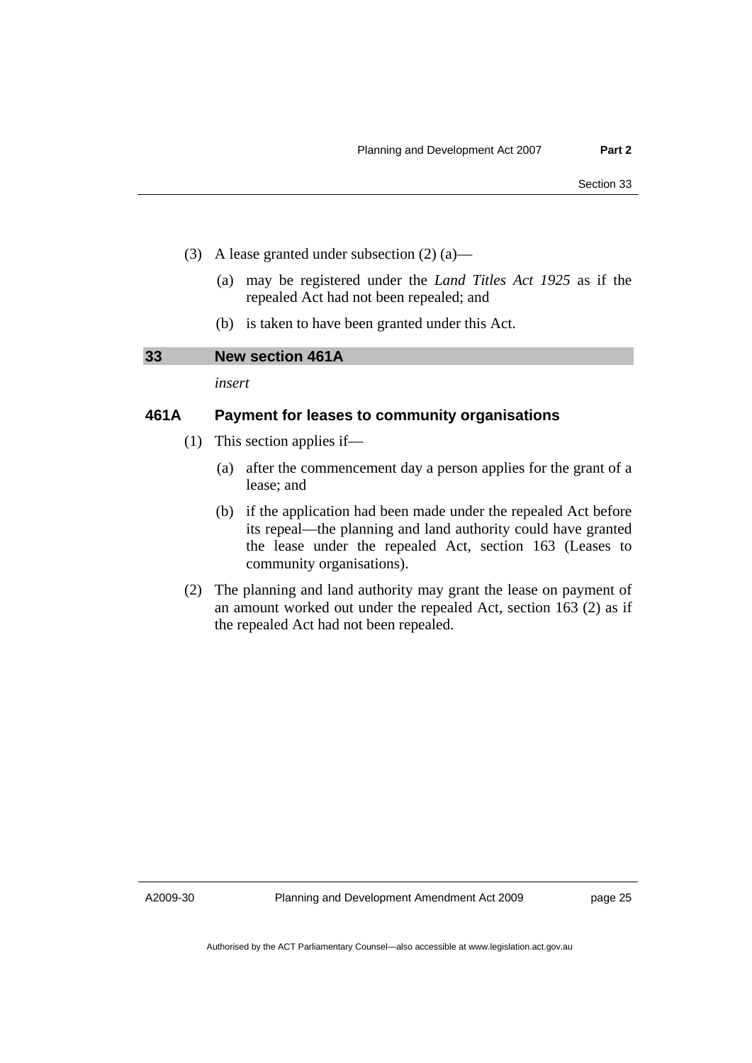(3) A lease granted under subsection (2) (a)—

(a) may be registered under the *Land Titles Act 1925* as if the repealed Act had not been repealed; and

(b) is taken to have been granted under this Act.

## 33 New section 461A

*insert*

### 461A Payment for leases to community organisations

(1) This section applies if—

(a) after the commencement day a person applies for the grant of a lease; and

(b) if the application had been made under the repealed Act before its repeal—the planning and land authority could have granted the lease under the repealed Act, section 163 (Leases to community organisations).

(2) The planning and land authority may grant the lease on payment of an amount worked out under the repealed Act, section 163 (2) as if the repealed Act had not been repealed.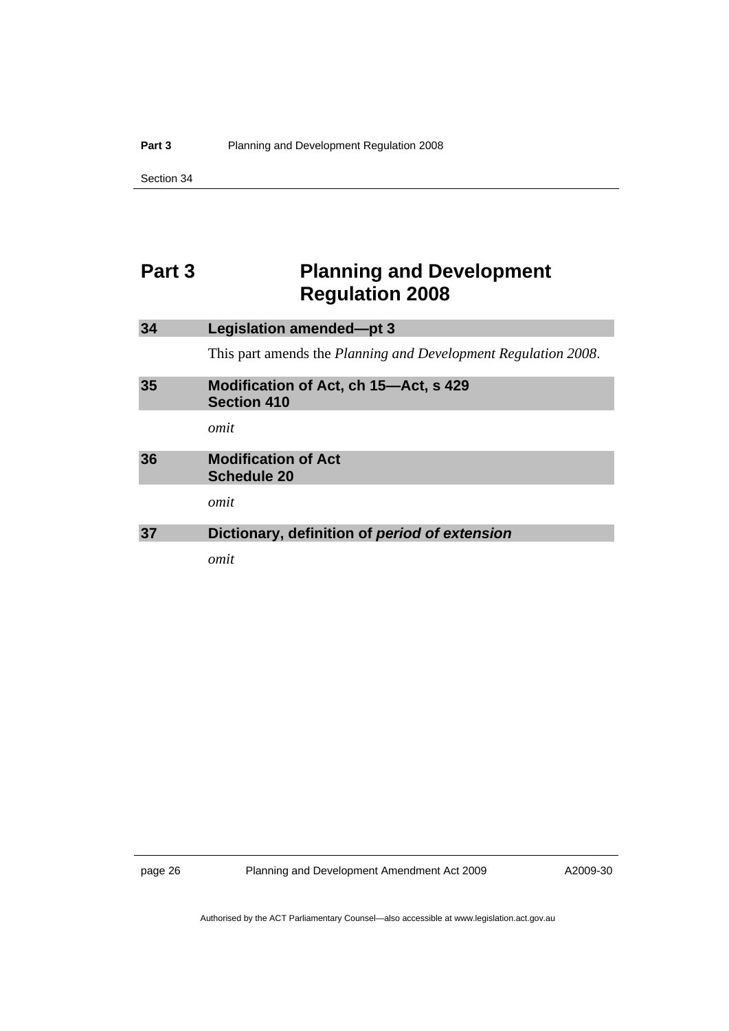# Part 3 Planning and Development Regulation 2008

### 34 Legislation amended—pt 3

This part amends the *Planning and Development Regulation 2008*.

### 35 Modification of Act, ch 15—Act, s 429 Section 410

*omit*

### 36 Modification of Act Schedule 20

*omit*

### 37 Dictionary, definition of *period of extension*

*omit*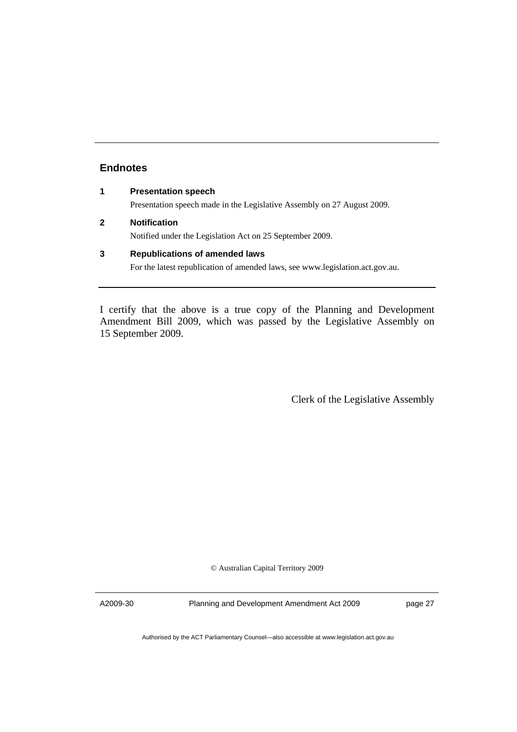## Endnotes

**1 Presentation speech**

Presentation speech made in the Legislative Assembly on 27 August 2009.

**2 Notification**

Notified under the Legislation Act on 25 September 2009.

**3 Republications of amended laws**

For the latest republication of amended laws, see www.legislation.act.gov.au.

I certify that the above is a true copy of the Planning and Development Amendment Bill 2009, which was passed by the Legislative Assembly on 15 September 2009.

Clerk of the Legislative Assembly

© Australian Capital Territory 2009